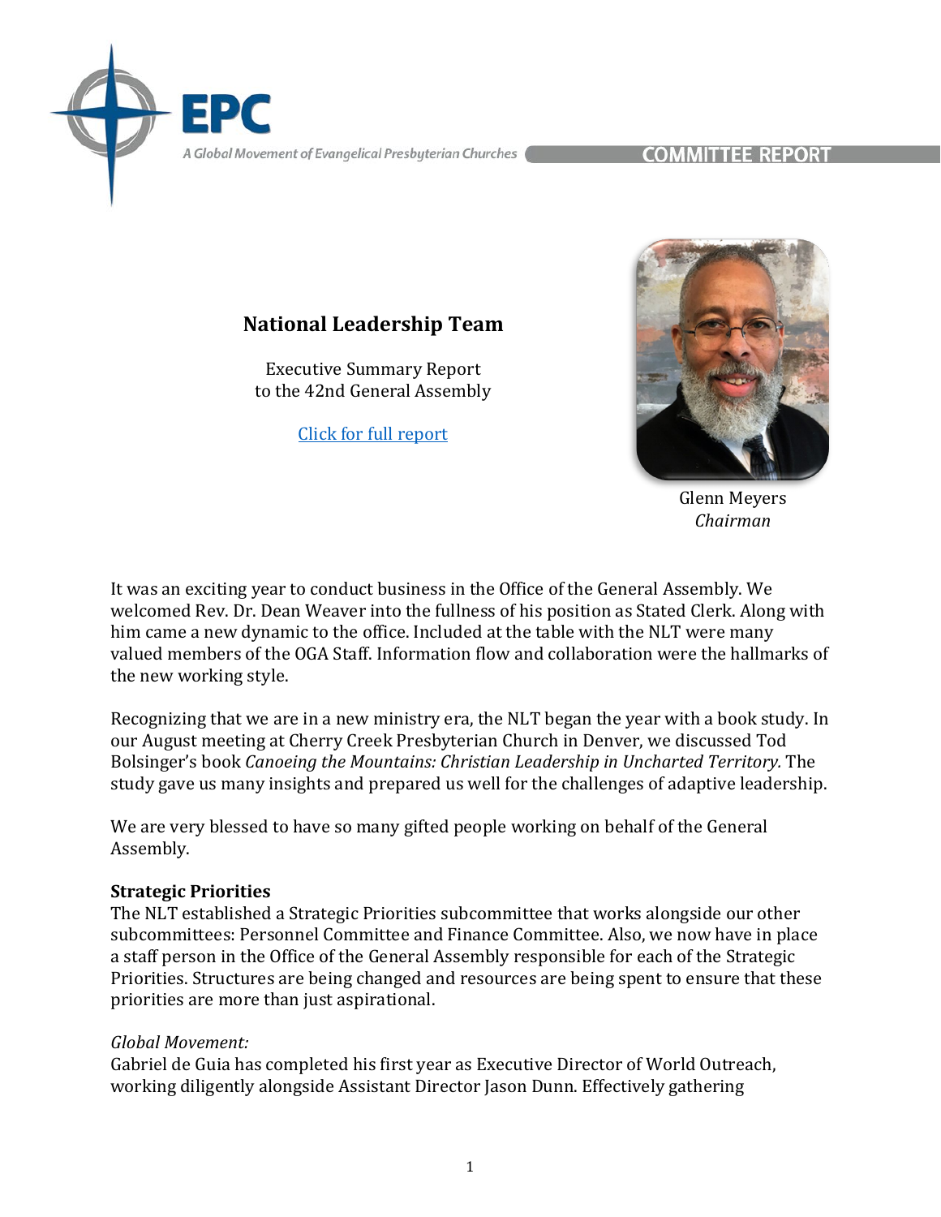EPC

A Global Movement of Evangelical Presbyterian Churches

COMMITTEE REPORT

# National Leadership Team

Executive Summary Report
to the 42nd General Assembly

[Click for full report]

Glenn Meyers
*Chairman*

It was an exciting year to conduct business in the Office of the General Assembly. We welcomed Rev. Dr. Dean Weaver into the fullness of his position as Stated Clerk. Along with him came a new dynamic to the office. Included at the table with the NLT were many valued members of the OGA Staff. Information flow and collaboration were the hallmarks of the new working style.

Recognizing that we are in a new ministry era, the NLT began the year with a book study. In our August meeting at Cherry Creek Presbyterian Church in Denver, we discussed Tod Bolsinger's book *Canoeing the Mountains: Christian Leadership in Uncharted Territory.* The study gave us many insights and prepared us well for the challenges of adaptive leadership.

We are very blessed to have so many gifted people working on behalf of the General Assembly.

**Strategic Priorities**

The NLT established a Strategic Priorities subcommittee that works alongside our other subcommittees: Personnel Committee and Finance Committee. Also, we now have in place a staff person in the Office of the General Assembly responsible for each of the Strategic Priorities. Structures are being changed and resources are being spent to ensure that these priorities are more than just aspirational.

*Global Movement:*

Gabriel de Guia has completed his first year as Executive Director of World Outreach, working diligently alongside Assistant Director Jason Dunn. Effectively gathering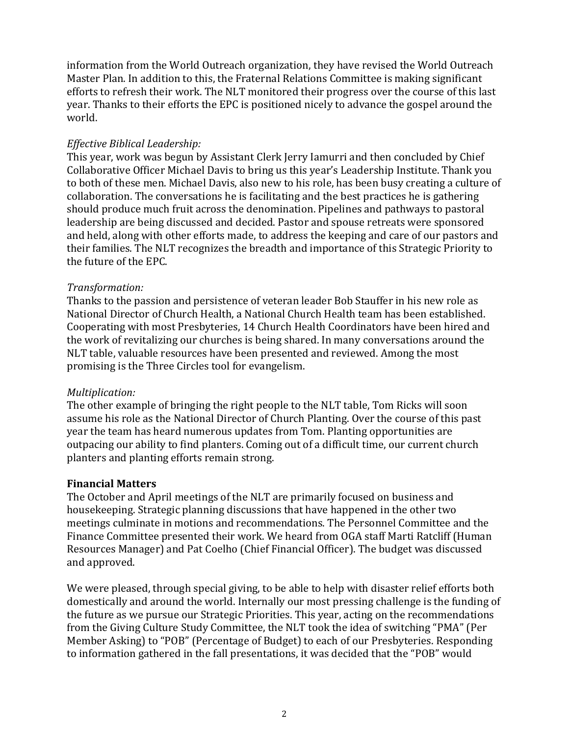information from the World Outreach organization, they have revised the World Outreach Master Plan. In addition to this, the Fraternal Relations Committee is making significant efforts to refresh their work. The NLT monitored their progress over the course of this last year. Thanks to their efforts the EPC is positioned nicely to advance the gospel around the world.

*Effective Biblical Leadership:*
This year, work was begun by Assistant Clerk Jerry Iamurri and then concluded by Chief Collaborative Officer Michael Davis to bring us this year's Leadership Institute. Thank you to both of these men. Michael Davis, also new to his role, has been busy creating a culture of collaboration. The conversations he is facilitating and the best practices he is gathering should produce much fruit across the denomination. Pipelines and pathways to pastoral leadership are being discussed and decided. Pastor and spouse retreats were sponsored and held, along with other efforts made, to address the keeping and care of our pastors and their families. The NLT recognizes the breadth and importance of this Strategic Priority to the future of the EPC.

*Transformation:*
Thanks to the passion and persistence of veteran leader Bob Stauffer in his new role as National Director of Church Health, a National Church Health team has been established. Cooperating with most Presbyteries, 14 Church Health Coordinators have been hired and the work of revitalizing our churches is being shared. In many conversations around the NLT table, valuable resources have been presented and reviewed. Among the most promising is the Three Circles tool for evangelism.

*Multiplication:*
The other example of bringing the right people to the NLT table, Tom Ricks will soon assume his role as the National Director of Church Planting. Over the course of this past year the team has heard numerous updates from Tom. Planting opportunities are outpacing our ability to find planters. Coming out of a difficult time, our current church planters and planting efforts remain strong.

**Financial Matters**
The October and April meetings of the NLT are primarily focused on business and housekeeping. Strategic planning discussions that have happened in the other two meetings culminate in motions and recommendations. The Personnel Committee and the Finance Committee presented their work. We heard from OGA staff Marti Ratcliff (Human Resources Manager) and Pat Coelho (Chief Financial Officer). The budget was discussed and approved.

We were pleased, through special giving, to be able to help with disaster relief efforts both domestically and around the world. Internally our most pressing challenge is the funding of the future as we pursue our Strategic Priorities. This year, acting on the recommendations from the Giving Culture Study Committee, the NLT took the idea of switching "PMA" (Per Member Asking) to "POB" (Percentage of Budget) to each of our Presbyteries. Responding to information gathered in the fall presentations, it was decided that the "POB" would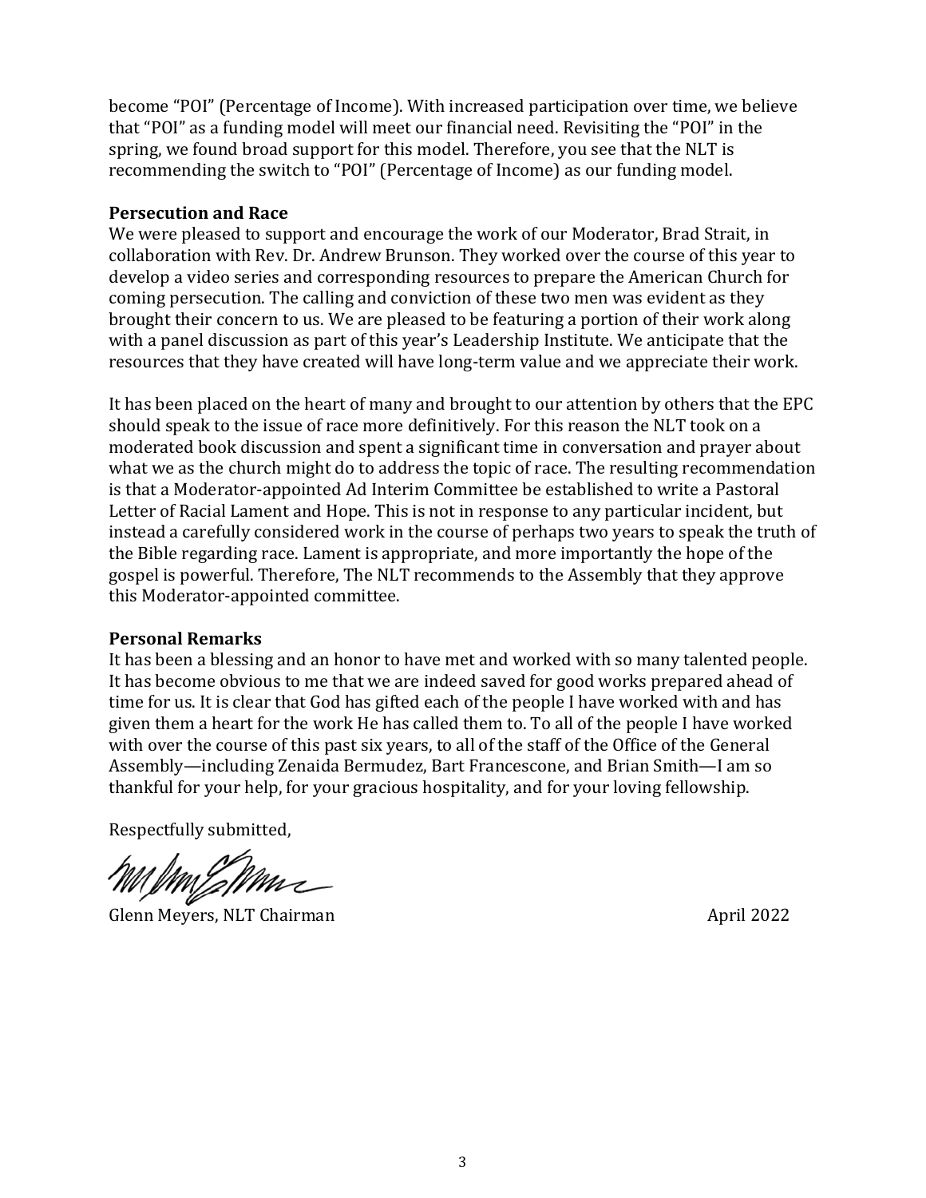become "POI" (Percentage of Income). With increased participation over time, we believe that "POI" as a funding model will meet our financial need. Revisiting the "POI" in the spring, we found broad support for this model. Therefore, you see that the NLT is recommending the switch to "POI" (Percentage of Income) as our funding model.

**Persecution and Race**

We were pleased to support and encourage the work of our Moderator, Brad Strait, in collaboration with Rev. Dr. Andrew Brunson. They worked over the course of this year to develop a video series and corresponding resources to prepare the American Church for coming persecution. The calling and conviction of these two men was evident as they brought their concern to us. We are pleased to be featuring a portion of their work along with a panel discussion as part of this year's Leadership Institute. We anticipate that the resources that they have created will have long-term value and we appreciate their work.

It has been placed on the heart of many and brought to our attention by others that the EPC should speak to the issue of race more definitively. For this reason the NLT took on a moderated book discussion and spent a significant time in conversation and prayer about what we as the church might do to address the topic of race. The resulting recommendation is that a Moderator-appointed Ad Interim Committee be established to write a Pastoral Letter of Racial Lament and Hope. This is not in response to any particular incident, but instead a carefully considered work in the course of perhaps two years to speak the truth of the Bible regarding race. Lament is appropriate, and more importantly the hope of the gospel is powerful. Therefore, The NLT recommends to the Assembly that they approve this Moderator-appointed committee.

**Personal Remarks**

It has been a blessing and an honor to have met and worked with so many talented people. It has become obvious to me that we are indeed saved for good works prepared ahead of time for us. It is clear that God has gifted each of the people I have worked with and has given them a heart for the work He has called them to. To all of the people I have worked with over the course of this past six years, to all of the staff of the Office of the General Assembly—including Zenaida Bermudez, Bart Francescone, and Brian Smith—I am so thankful for your help, for your gracious hospitality, and for your loving fellowship.

Respectfully submitted,

Glenn Meyers, NLT Chairman

April 2022